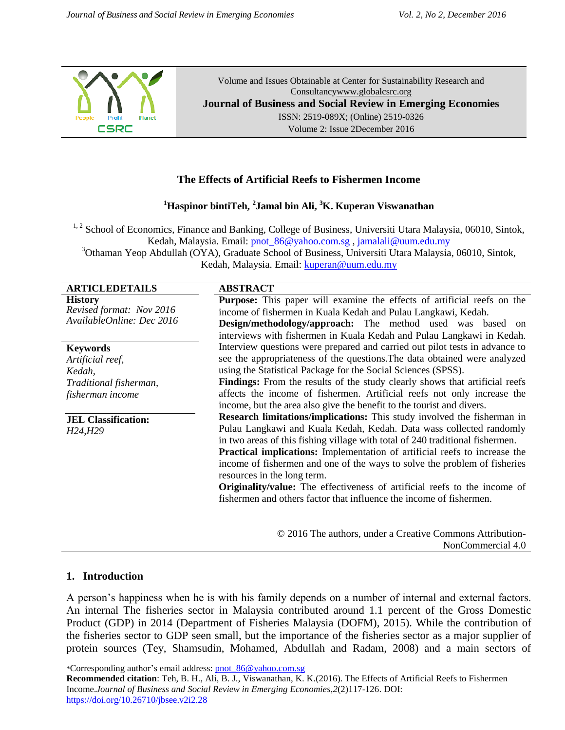Volume and Issues Obtainable at Center for Sustainability Research and Consultancywww.globalcsrc.org

**Journal of Business and Social Review in Emerging Economies**

ISSN: 2519-089X; (Online) 2519-0326

Volume 2: Issue 2December 2016

# The Effects of Artificial Reefs to Fishermen Income

**[1]Haspinor bintiTeh, [2]Jamal bin Ali, [3]K. Kuperan Viswanathan**

[1, 2] School of Economics, Finance and Banking, College of Business, Universiti Utara Malaysia, 06010, Sintok, Kedah, Malaysia. Email: pnot_86@yahoo.com.sg , jamalali@uum.edu.my

[3]Othaman Yeop Abdullah (OYA), Graduate School of Business, Universiti Utara Malaysia, 06010, Sintok, Kedah, Malaysia. Email: kuperan@uum.edu.my

**ARTICLEDETAILS**

**History**

*Revised format: Nov 2016*

*AvailableOnline: Dec 2016*

**Keywords**

*Artificial reef,*

*Kedah,*

*Traditional fisherman,*

*fisherman income*

**JEL Classification:**

*H24,H29*

**ABSTRACT**

**Purpose:** This paper will examine the effects of artificial reefs on the income of fishermen in Kuala Kedah and Pulau Langkawi, Kedah.

**Design/methodology/approach:** The method used was based on interviews with fishermen in Kuala Kedah and Pulau Langkawi in Kedah. Interview questions were prepared and carried out pilot tests in advance to see the appropriateness of the questions.The data obtained were analyzed using the Statistical Package for the Social Sciences (SPSS).

**Findings:** From the results of the study clearly shows that artificial reefs affects the income of fishermen. Artificial reefs not only increase the income, but the area also give the benefit to the tourist and divers.

**Research limitations/implications:** This study involved the fisherman in Pulau Langkawi and Kuala Kedah, Kedah. Data wass collected randomly in two areas of this fishing village with total of 240 traditional fishermen.

**Practical implications:** Implementation of artificial reefs to increase the income of fishermen and one of the ways to solve the problem of fisheries resources in the long term.

**Originality/value:** The effectiveness of artificial reefs to the income of fishermen and others factor that influence the income of fishermen.

© 2016 The authors, under a Creative Commons Attribution-NonCommercial 4.0

## 1. Introduction

A person's happiness when he is with his family depends on a number of internal and external factors. An internal The fisheries sector in Malaysia contributed around 1.1 percent of the Gross Domestic Product (GDP) in 2014 (Department of Fisheries Malaysia (DOFM), 2015). While the contribution of the fisheries sector to GDP seen small, but the importance of the fisheries sector as a major supplier of protein sources (Tey, Shamsudin, Mohamed, Abdullah and Radam, 2008) and a main sectors of

*Corresponding author's email address: pnot_86@yahoo.com.sg

**Recommended citation**: Teh, B. H., Ali, B. J., Viswanathan, K. K.(2016). The Effects of Artificial Reefs to Fishermen Income.*Journal of Business and Social Review in Emerging Economies*,*2*(2)117-126. DOI: https://doi.org/10.26710/jbsee.v2i2.28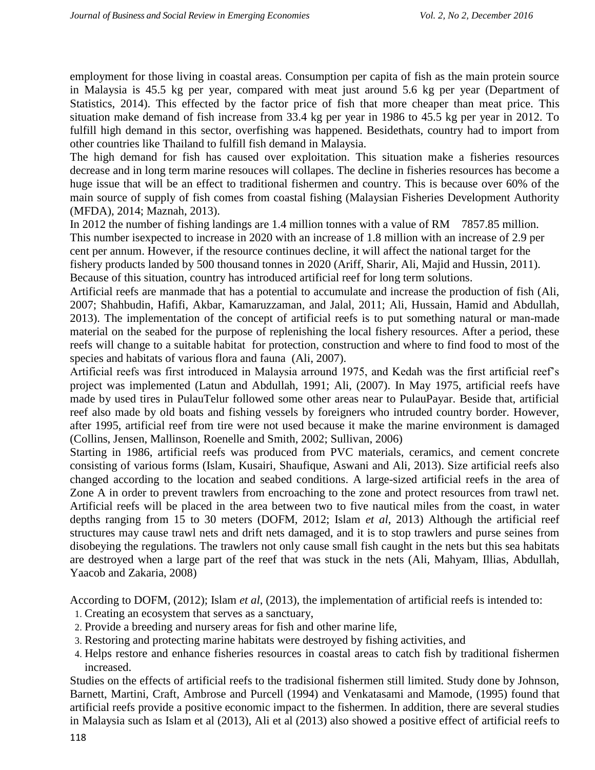employment for those living in coastal areas. Consumption per capita of fish as the main protein source in Malaysia is 45.5 kg per year, compared with meat just around 5.6 kg per year (Department of Statistics, 2014). This effected by the factor price of fish that more cheaper than meat price. This situation make demand of fish increase from 33.4 kg per year in 1986 to 45.5 kg per year in 2012. To fulfill high demand in this sector, overfishing was happened. Besidethats, country had to import from other countries like Thailand to fulfill fish demand in Malaysia.

The high demand for fish has caused over exploitation. This situation make a fisheries resources decrease and in long term marine resouces will collapes. The decline in fisheries resources has become a huge issue that will be an effect to traditional fishermen and country. This is because over 60% of the main source of supply of fish comes from coastal fishing (Malaysian Fisheries Development Authority (MFDA), 2014; Maznah, 2013).

In 2012 the number of fishing landings are 1.4 million tonnes with a value of RM 7857.85 million. This number isexpected to increase in 2020 with an increase of 1.8 million with an increase of 2.9 per cent per annum. However, if the resource continues decline, it will affect the national target for the fishery products landed by 500 thousand tonnes in 2020 (Ariff, Sharir, Ali, Majid and Hussin, 2011). Because of this situation, country has introduced artificial reef for long term solutions.

Artificial reefs are manmade that has a potential to accumulate and increase the production of fish (Ali, 2007; Shahbudin, Hafifi, Akbar, Kamaruzzaman, and Jalal, 2011; Ali, Hussain, Hamid and Abdullah, 2013). The implementation of the concept of artificial reefs is to put something natural or man-made material on the seabed for the purpose of replenishing the local fishery resources. After a period, these reefs will change to a suitable habitat for protection, construction and where to find food to most of the species and habitats of various flora and fauna (Ali, 2007).

Artificial reefs was first introduced in Malaysia arround 1975, and Kedah was the first artificial reef's project was implemented (Latun and Abdullah, 1991; Ali, (2007). In May 1975, artificial reefs have made by used tires in PulauTelur followed some other areas near to PulauPayar. Beside that, artificial reef also made by old boats and fishing vessels by foreigners who intruded country border. However, after 1995, artificial reef from tire were not used because it make the marine environment is damaged (Collins, Jensen, Mallinson, Roenelle and Smith, 2002; Sullivan, 2006)

Starting in 1986, artificial reefs was produced from PVC materials, ceramics, and cement concrete consisting of various forms (Islam, Kusairi, Shaufique, Aswani and Ali, 2013). Size artificial reefs also changed according to the location and seabed conditions. A large-sized artificial reefs in the area of Zone A in order to prevent trawlers from encroaching to the zone and protect resources from trawl net. Artificial reefs will be placed in the area between two to five nautical miles from the coast, in water depths ranging from 15 to 30 meters (DOFM, 2012; Islam *et al*, 2013) Although the artificial reef structures may cause trawl nets and drift nets damaged, and it is to stop trawlers and purse seines from disobeying the regulations. The trawlers not only cause small fish caught in the nets but this sea habitats are destroyed when a large part of the reef that was stuck in the nets (Ali, Mahyam, Illias, Abdullah, Yaacob and Zakaria, 2008)

According to DOFM, (2012); Islam *et al*, (2013), the implementation of artificial reefs is intended to:

1. Creating an ecosystem that serves as a sanctuary,
2. Provide a breeding and nursery areas for fish and other marine life,
3. Restoring and protecting marine habitats were destroyed by fishing activities, and
4. Helps restore and enhance fisheries resources in coastal areas to catch fish by traditional fishermen increased.

Studies on the effects of artificial reefs to the tradisional fishermen still limited. Study done by Johnson, Barnett, Martini, Craft, Ambrose and Purcell (1994) and Venkatasami and Mamode, (1995) found that artificial reefs provide a positive economic impact to the fishermen. In addition, there are several studies in Malaysia such as Islam et al (2013), Ali et al (2013) also showed a positive effect of artificial reefs to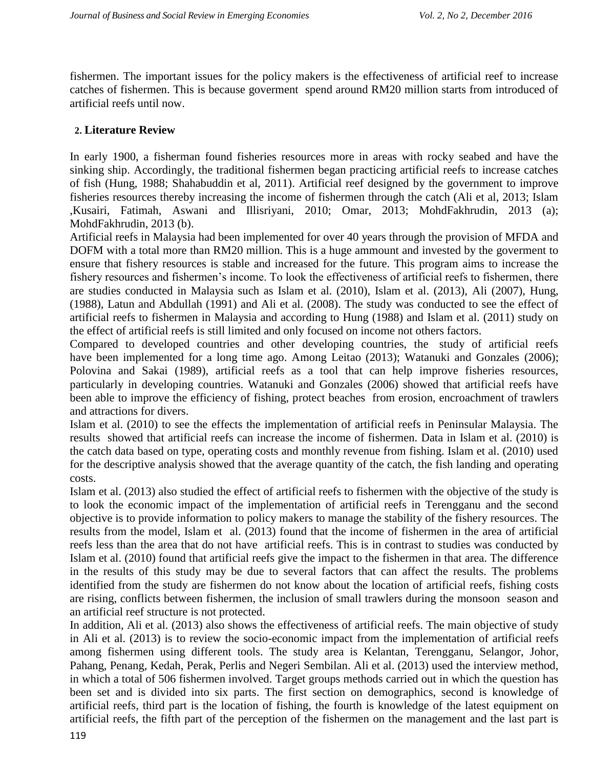fishermen. The important issues for the policy makers is the effectiveness of artificial reef to increase catches of fishermen. This is because goverment spend around RM20 million starts from introduced of artificial reefs until now.

## 2. Literature Review

In early 1900, a fisherman found fisheries resources more in areas with rocky seabed and have the sinking ship. Accordingly, the traditional fishermen began practicing artificial reefs to increase catches of fish (Hung, 1988; Shahabuddin et al, 2011). Artificial reef designed by the government to improve fisheries resources thereby increasing the income of fishermen through the catch (Ali et al, 2013; Islam ,Kusairi, Fatimah, Aswani and Illisriyani, 2010; Omar, 2013; MohdFakhrudin, 2013 (a); MohdFakhrudin, 2013 (b).

Artificial reefs in Malaysia had been implemented for over 40 years through the provision of MFDA and DOFM with a total more than RM20 million. This is a huge ammount and invested by the goverment to ensure that fishery resources is stable and increased for the future. This program aims to increase the fishery resources and fishermen's income. To look the effectiveness of artificial reefs to fishermen, there are studies conducted in Malaysia such as Islam et al. (2010), Islam et al. (2013), Ali (2007), Hung, (1988), Latun and Abdullah (1991) and Ali et al. (2008). The study was conducted to see the effect of artificial reefs to fishermen in Malaysia and according to Hung (1988) and Islam et al. (2011) study on the effect of artificial reefs is still limited and only focused on income not others factors.

Compared to developed countries and other developing countries, the study of artificial reefs have been implemented for a long time ago. Among Leitao (2013); Watanuki and Gonzales (2006); Polovina and Sakai (1989), artificial reefs as a tool that can help improve fisheries resources, particularly in developing countries. Watanuki and Gonzales (2006) showed that artificial reefs have been able to improve the efficiency of fishing, protect beaches from erosion, encroachment of trawlers and attractions for divers.

Islam et al. (2010) to see the effects the implementation of artificial reefs in Peninsular Malaysia. The results showed that artificial reefs can increase the income of fishermen. Data in Islam et al. (2010) is the catch data based on type, operating costs and monthly revenue from fishing. Islam et al. (2010) used for the descriptive analysis showed that the average quantity of the catch, the fish landing and operating costs.

Islam et al. (2013) also studied the effect of artificial reefs to fishermen with the objective of the study is to look the economic impact of the implementation of artificial reefs in Terengganu and the second objective is to provide information to policy makers to manage the stability of the fishery resources. The results from the model, Islam et al. (2013) found that the income of fishermen in the area of artificial reefs less than the area that do not have artificial reefs. This is in contrast to studies was conducted by Islam et al. (2010) found that artificial reefs give the impact to the fishermen in that area. The difference in the results of this study may be due to several factors that can affect the results. The problems identified from the study are fishermen do not know about the location of artificial reefs, fishing costs are rising, conflicts between fishermen, the inclusion of small trawlers during the monsoon season and an artificial reef structure is not protected.

In addition, Ali et al. (2013) also shows the effectiveness of artificial reefs. The main objective of study in Ali et al. (2013) is to review the socio-economic impact from the implementation of artificial reefs among fishermen using different tools. The study area is Kelantan, Terengganu, Selangor, Johor, Pahang, Penang, Kedah, Perak, Perlis and Negeri Sembilan. Ali et al. (2013) used the interview method, in which a total of 506 fishermen involved. Target groups methods carried out in which the question has been set and is divided into six parts. The first section on demographics, second is knowledge of artificial reefs, third part is the location of fishing, the fourth is knowledge of the latest equipment on artificial reefs, the fifth part of the perception of the fishermen on the management and the last part is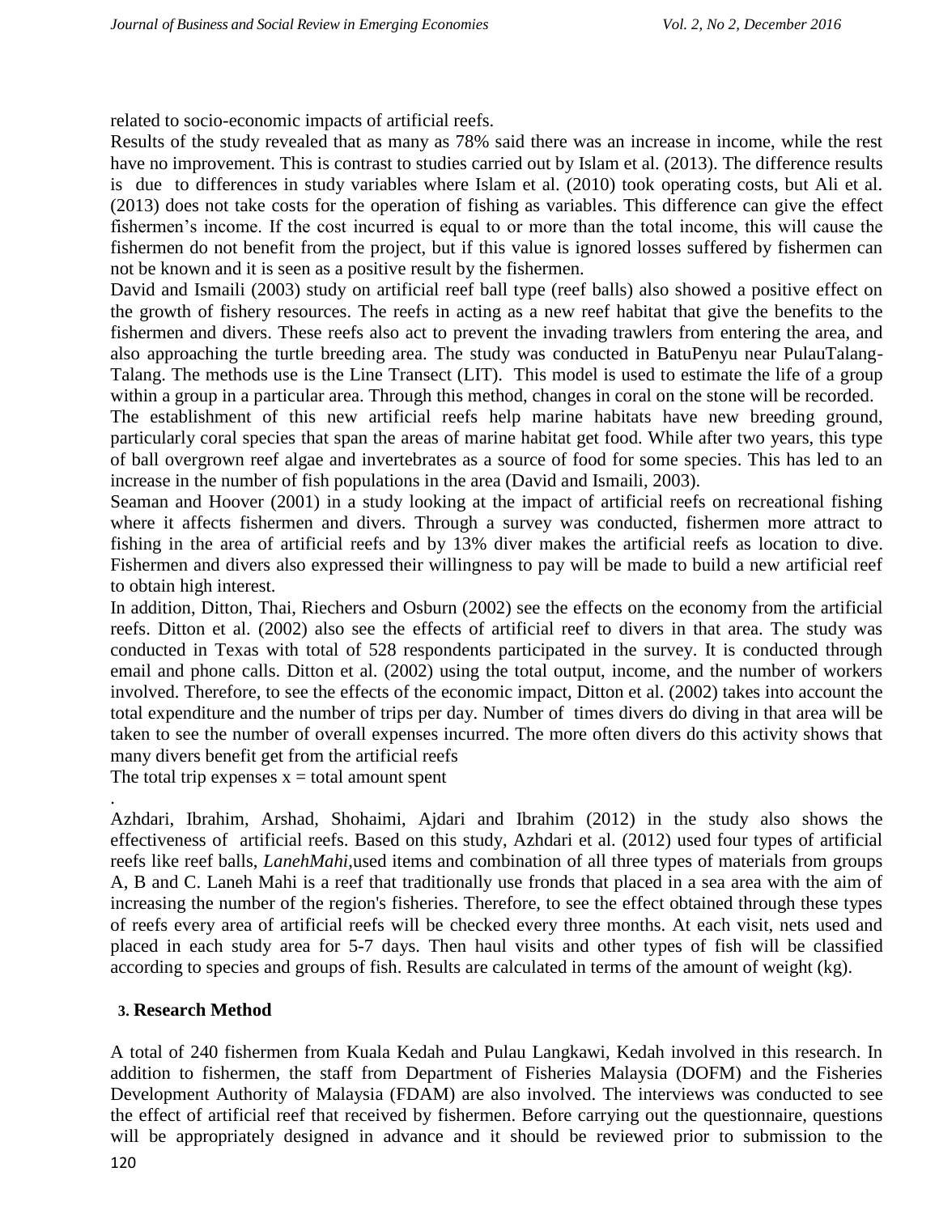related to socio-economic impacts of artificial reefs.

Results of the study revealed that as many as 78% said there was an increase in income, while the rest have no improvement. This is contrast to studies carried out by Islam et al. (2013). The difference results is due to differences in study variables where Islam et al. (2010) took operating costs, but Ali et al. (2013) does not take costs for the operation of fishing as variables. This difference can give the effect fishermen's income. If the cost incurred is equal to or more than the total income, this will cause the fishermen do not benefit from the project, but if this value is ignored losses suffered by fishermen can not be known and it is seen as a positive result by the fishermen.

David and Ismaili (2003) study on artificial reef ball type (reef balls) also showed a positive effect on the growth of fishery resources. The reefs in acting as a new reef habitat that give the benefits to the fishermen and divers. These reefs also act to prevent the invading trawlers from entering the area, and also approaching the turtle breeding area. The study was conducted in BatuPenyu near PulauTalang-Talang. The methods use is the Line Transect (LIT). This model is used to estimate the life of a group within a group in a particular area. Through this method, changes in coral on the stone will be recorded.

The establishment of this new artificial reefs help marine habitats have new breeding ground, particularly coral species that span the areas of marine habitat get food. While after two years, this type of ball overgrown reef algae and invertebrates as a source of food for some species. This has led to an increase in the number of fish populations in the area (David and Ismaili, 2003).

Seaman and Hoover (2001) in a study looking at the impact of artificial reefs on recreational fishing where it affects fishermen and divers. Through a survey was conducted, fishermen more attract to fishing in the area of artificial reefs and by 13% diver makes the artificial reefs as location to dive. Fishermen and divers also expressed their willingness to pay will be made to build a new artificial reef to obtain high interest.

In addition, Ditton, Thai, Riechers and Osburn (2002) see the effects on the economy from the artificial reefs. Ditton et al. (2002) also see the effects of artificial reef to divers in that area. The study was conducted in Texas with total of 528 respondents participated in the survey. It is conducted through email and phone calls. Ditton et al. (2002) using the total output, income, and the number of workers involved. Therefore, to see the effects of the economic impact, Ditton et al. (2002) takes into account the total expenditure and the number of trips per day. Number of times divers do diving in that area will be taken to see the number of overall expenses incurred. The more often divers do this activity shows that many divers benefit get from the artificial reefs

The total trip expenses $x$ = total amount spent

.

Azhdari, Ibrahim, Arshad, Shohaimi, Ajdari and Ibrahim (2012) in the study also shows the effectiveness of artificial reefs. Based on this study, Azhdari et al. (2012) used four types of artificial reefs like reef balls, *LanehMahi*,used items and combination of all three types of materials from groups A, B and C. Laneh Mahi is a reef that traditionally use fronds that placed in a sea area with the aim of increasing the number of the region's fisheries. Therefore, to see the effect obtained through these types of reefs every area of artificial reefs will be checked every three months. At each visit, nets used and placed in each study area for 5-7 days. Then haul visits and other types of fish will be classified according to species and groups of fish. Results are calculated in terms of the amount of weight (kg).

## 3. Research Method

A total of 240 fishermen from Kuala Kedah and Pulau Langkawi, Kedah involved in this research. In addition to fishermen, the staff from Department of Fisheries Malaysia (DOFM) and the Fisheries Development Authority of Malaysia (FDAM) are also involved. The interviews was conducted to see the effect of artificial reef that received by fishermen. Before carrying out the questionnaire, questions will be appropriately designed in advance and it should be reviewed prior to submission to the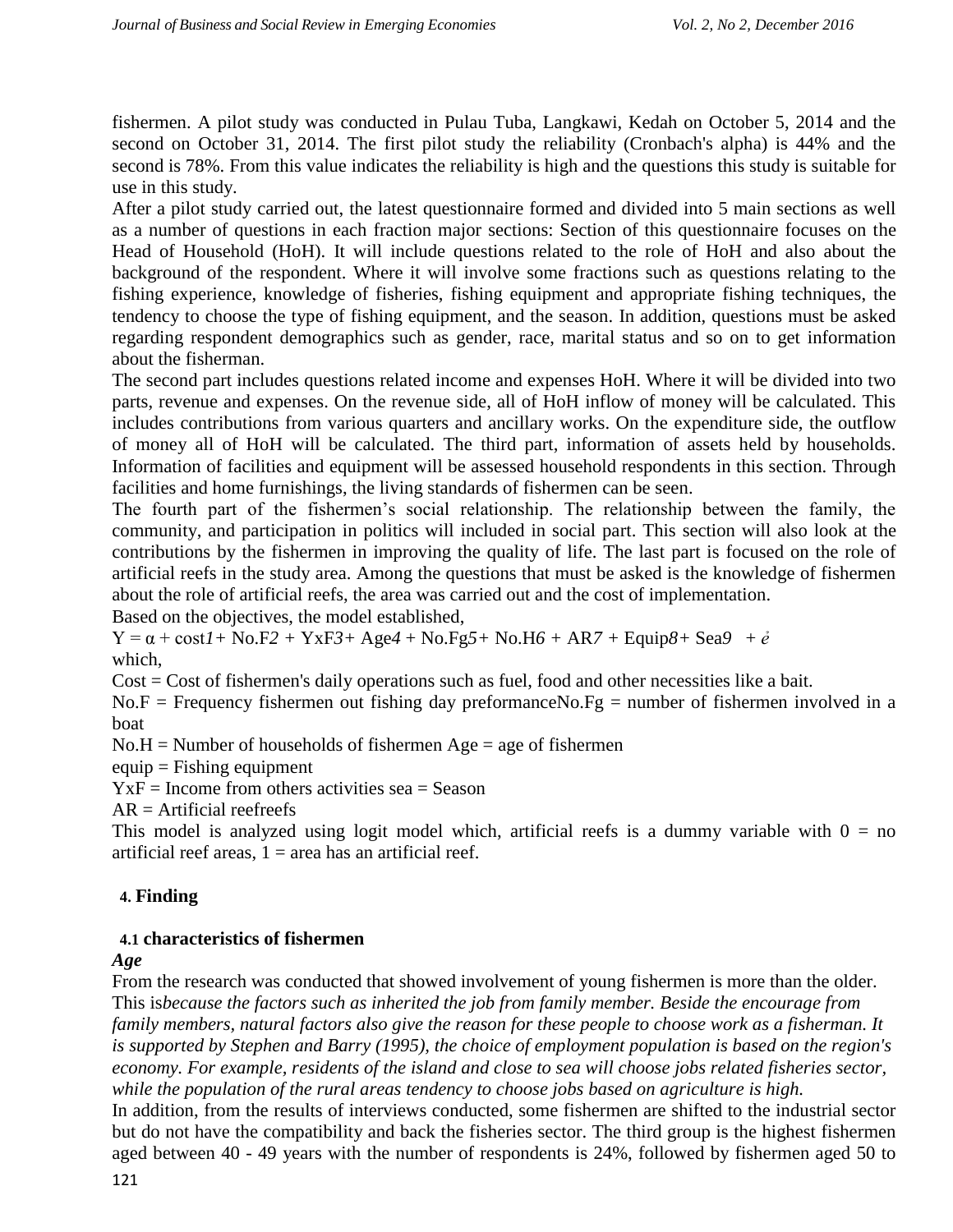fishermen. A pilot study was conducted in Pulau Tuba, Langkawi, Kedah on October 5, 2014 and the second on October 31, 2014. The first pilot study the reliability (Cronbach's alpha) is 44% and the second is 78%. From this value indicates the reliability is high and the questions this study is suitable for use in this study.

After a pilot study carried out, the latest questionnaire formed and divided into 5 main sections as well as a number of questions in each fraction major sections: Section of this questionnaire focuses on the Head of Household (HoH). It will include questions related to the role of HoH and also about the background of the respondent. Where it will involve some fractions such as questions relating to the fishing experience, knowledge of fisheries, fishing equipment and appropriate fishing techniques, the tendency to choose the type of fishing equipment, and the season. In addition, questions must be asked regarding respondent demographics such as gender, race, marital status and so on to get information about the fisherman.

The second part includes questions related income and expenses HoH. Where it will be divided into two parts, revenue and expenses. On the revenue side, all of HoH inflow of money will be calculated. This includes contributions from various quarters and ancillary works. On the expenditure side, the outflow of money all of HoH will be calculated. The third part, information of assets held by households. Information of facilities and equipment will be assessed household respondents in this section. Through facilities and home furnishings, the living standards of fishermen can be seen.

The fourth part of the fishermen's social relationship. The relationship between the family, the community, and participation in politics will included in social part. This section will also look at the contributions by the fishermen in improving the quality of life. The last part is focused on the role of artificial reefs in the study area. Among the questions that must be asked is the knowledge of fishermen about the role of artificial reefs, the area was carried out and the cost of implementation.

Based on the objectives, the model established,

$$Y = \alpha + \text{cost}1 + \text{No.F}2 + \text{YxF}3 + \text{Age}4 + \text{No.Fg}5 + \text{No.H}6 + \text{AR}7 + \text{Equip}8 + \text{Sea}9 + \mathit{ẻ}$$

which,

Cost = Cost of fishermen's daily operations such as fuel, food and other necessities like a bait.

No.F = Frequency fishermen out fishing day preformanceNo.Fg = number of fishermen involved in a boat

No.H = Number of households of fishermen Age = age of fishermen

equip = Fishing equipment

YxF = Income from others activities sea = Season

AR = Artificial reefreefs

This model is analyzed using logit model which, artificial reefs is a dummy variable with 0 = no artificial reef areas, 1 = area has an artificial reef.

## 4. Finding

### 4.1 characteristics of fishermen

***Age***

From the research was conducted that showed involvement of young fishermen is more than the older. This is*because the factors such as inherited the job from family member. Beside the encourage from family members, natural factors also give the reason for these people to choose work as a fisherman. It is supported by Stephen and Barry (1995), the choice of employment population is based on the region's economy. For example, residents of the island and close to sea will choose jobs related fisheries sector, while the population of the rural areas tendency to choose jobs based on agriculture is high.*

In addition, from the results of interviews conducted, some fishermen are shifted to the industrial sector but do not have the compatibility and back the fisheries sector. The third group is the highest fishermen aged between 40 - 49 years with the number of respondents is 24%, followed by fishermen aged 50 to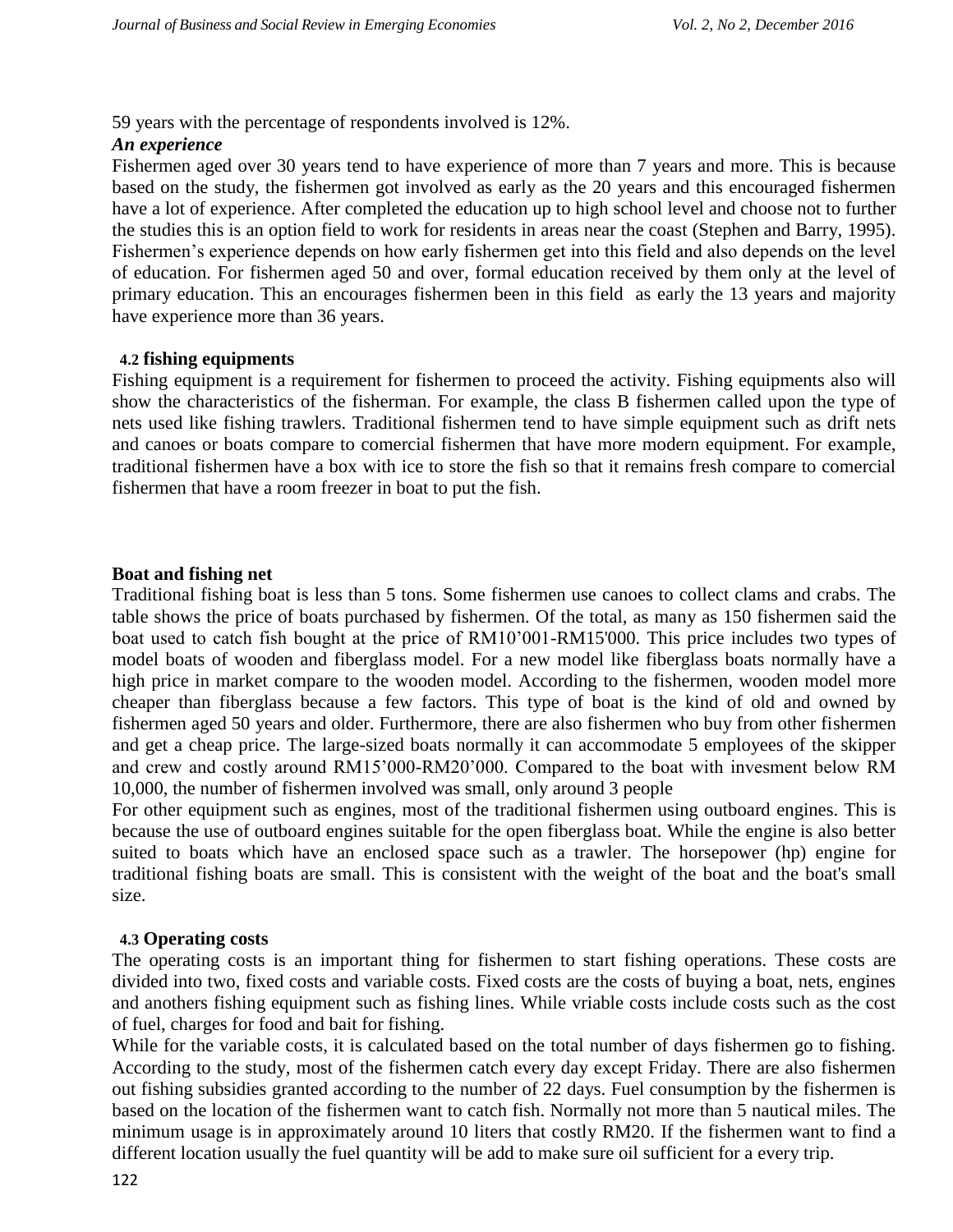59 years with the percentage of respondents involved is 12%.

***An experience***

Fishermen aged over 30 years tend to have experience of more than 7 years and more. This is because based on the study, the fishermen got involved as early as the 20 years and this encouraged fishermen have a lot of experience. After completed the education up to high school level and choose not to further the studies this is an option field to work for residents in areas near the coast (Stephen and Barry, 1995). Fishermen's experience depends on how early fishermen get into this field and also depends on the level of education. For fishermen aged 50 and over, formal education received by them only at the level of primary education. This an encourages fishermen been in this field as early the 13 years and majority have experience more than 36 years.

### 4.2 fishing equipments

Fishing equipment is a requirement for fishermen to proceed the activity. Fishing equipments also will show the characteristics of the fisherman. For example, the class B fishermen called upon the type of nets used like fishing trawlers. Traditional fishermen tend to have simple equipment such as drift nets and canoes or boats compare to comercial fishermen that have more modern equipment. For example, traditional fishermen have a box with ice to store the fish so that it remains fresh compare to comercial fishermen that have a room freezer in boat to put the fish.

**Boat and fishing net**

Traditional fishing boat is less than 5 tons. Some fishermen use canoes to collect clams and crabs. The table shows the price of boats purchased by fishermen. Of the total, as many as 150 fishermen said the boat used to catch fish bought at the price of RM10'001-RM15'000. This price includes two types of model boats of wooden and fiberglass model. For a new model like fiberglass boats normally have a high price in market compare to the wooden model. According to the fishermen, wooden model more cheaper than fiberglass because a few factors. This type of boat is the kind of old and owned by fishermen aged 50 years and older. Furthermore, there are also fishermen who buy from other fishermen and get a cheap price. The large-sized boats normally it can accommodate 5 employees of the skipper and crew and costly around RM15'000-RM20'000. Compared to the boat with invesment below RM 10,000, the number of fishermen involved was small, only around 3 people

For other equipment such as engines, most of the traditional fishermen using outboard engines. This is because the use of outboard engines suitable for the open fiberglass boat. While the engine is also better suited to boats which have an enclosed space such as a trawler. The horsepower (hp) engine for traditional fishing boats are small. This is consistent with the weight of the boat and the boat's small size.

### 4.3 Operating costs

The operating costs is an important thing for fishermen to start fishing operations. These costs are divided into two, fixed costs and variable costs. Fixed costs are the costs of buying a boat, nets, engines and anothers fishing equipment such as fishing lines. While vriable costs include costs such as the cost of fuel, charges for food and bait for fishing.

While for the variable costs, it is calculated based on the total number of days fishermen go to fishing. According to the study, most of the fishermen catch every day except Friday. There are also fishermen out fishing subsidies granted according to the number of 22 days. Fuel consumption by the fishermen is based on the location of the fishermen want to catch fish. Normally not more than 5 nautical miles. The minimum usage is in approximately around 10 liters that costly RM20. If the fishermen want to find a different location usually the fuel quantity will be add to make sure oil sufficient for a every trip.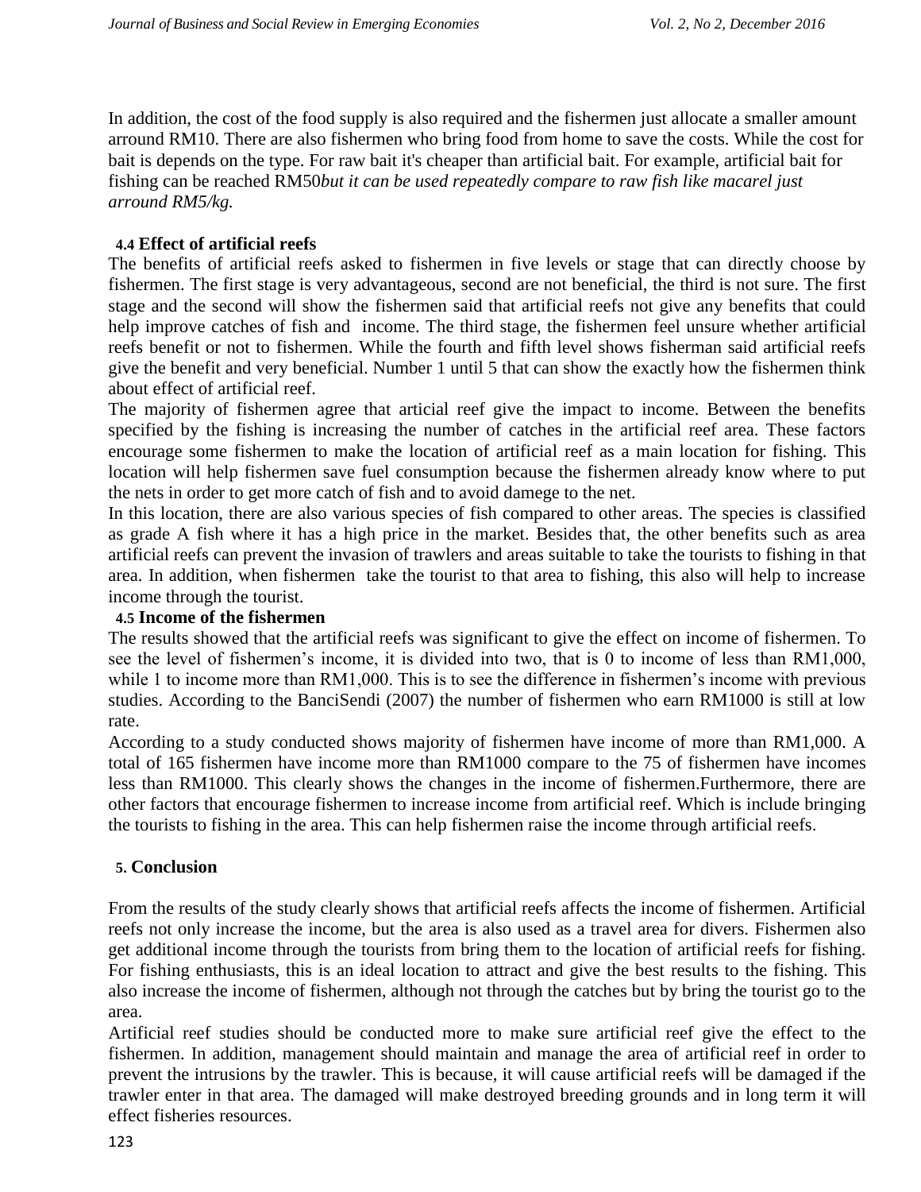In addition, the cost of the food supply is also required and the fishermen just allocate a smaller amount arround RM10. There are also fishermen who bring food from home to save the costs. While the cost for bait is depends on the type. For raw bait it's cheaper than artificial bait. For example, artificial bait for fishing can be reached RM50*but it can be used repeatedly compare to raw fish like macarel just arround RM5/kg.*

### 4.4 Effect of artificial reefs

The benefits of artificial reefs asked to fishermen in five levels or stage that can directly choose by fishermen. The first stage is very advantageous, second are not beneficial, the third is not sure. The first stage and the second will show the fishermen said that artificial reefs not give any benefits that could help improve catches of fish and income. The third stage, the fishermen feel unsure whether artificial reefs benefit or not to fishermen. While the fourth and fifth level shows fisherman said artificial reefs give the benefit and very beneficial. Number 1 until 5 that can show the exactly how the fishermen think about effect of artificial reef.

The majority of fishermen agree that articial reef give the impact to income. Between the benefits specified by the fishing is increasing the number of catches in the artificial reef area. These factors encourage some fishermen to make the location of artificial reef as a main location for fishing. This location will help fishermen save fuel consumption because the fishermen already know where to put the nets in order to get more catch of fish and to avoid damege to the net.

In this location, there are also various species of fish compared to other areas. The species is classified as grade A fish where it has a high price in the market. Besides that, the other benefits such as area artificial reefs can prevent the invasion of trawlers and areas suitable to take the tourists to fishing in that area. In addition, when fishermen take the tourist to that area to fishing, this also will help to increase income through the tourist.

### 4.5 Income of the fishermen

The results showed that the artificial reefs was significant to give the effect on income of fishermen. To see the level of fishermen's income, it is divided into two, that is 0 to income of less than RM1,000, while 1 to income more than RM1,000. This is to see the difference in fishermen's income with previous studies. According to the BanciSendi (2007) the number of fishermen who earn RM1000 is still at low rate.

According to a study conducted shows majority of fishermen have income of more than RM1,000. A total of 165 fishermen have income more than RM1000 compare to the 75 of fishermen have incomes less than RM1000. This clearly shows the changes in the income of fishermen.Furthermore, there are other factors that encourage fishermen to increase income from artificial reef. Which is include bringing the tourists to fishing in the area. This can help fishermen raise the income through artificial reefs.

## 5. Conclusion

From the results of the study clearly shows that artificial reefs affects the income of fishermen. Artificial reefs not only increase the income, but the area is also used as a travel area for divers. Fishermen also get additional income through the tourists from bring them to the location of artificial reefs for fishing. For fishing enthusiasts, this is an ideal location to attract and give the best results to the fishing. This also increase the income of fishermen, although not through the catches but by bring the tourist go to the area.

Artificial reef studies should be conducted more to make sure artificial reef give the effect to the fishermen. In addition, management should maintain and manage the area of artificial reef in order to prevent the intrusions by the trawler. This is because, it will cause artificial reefs will be damaged if the trawler enter in that area. The damaged will make destroyed breeding grounds and in long term it will effect fisheries resources.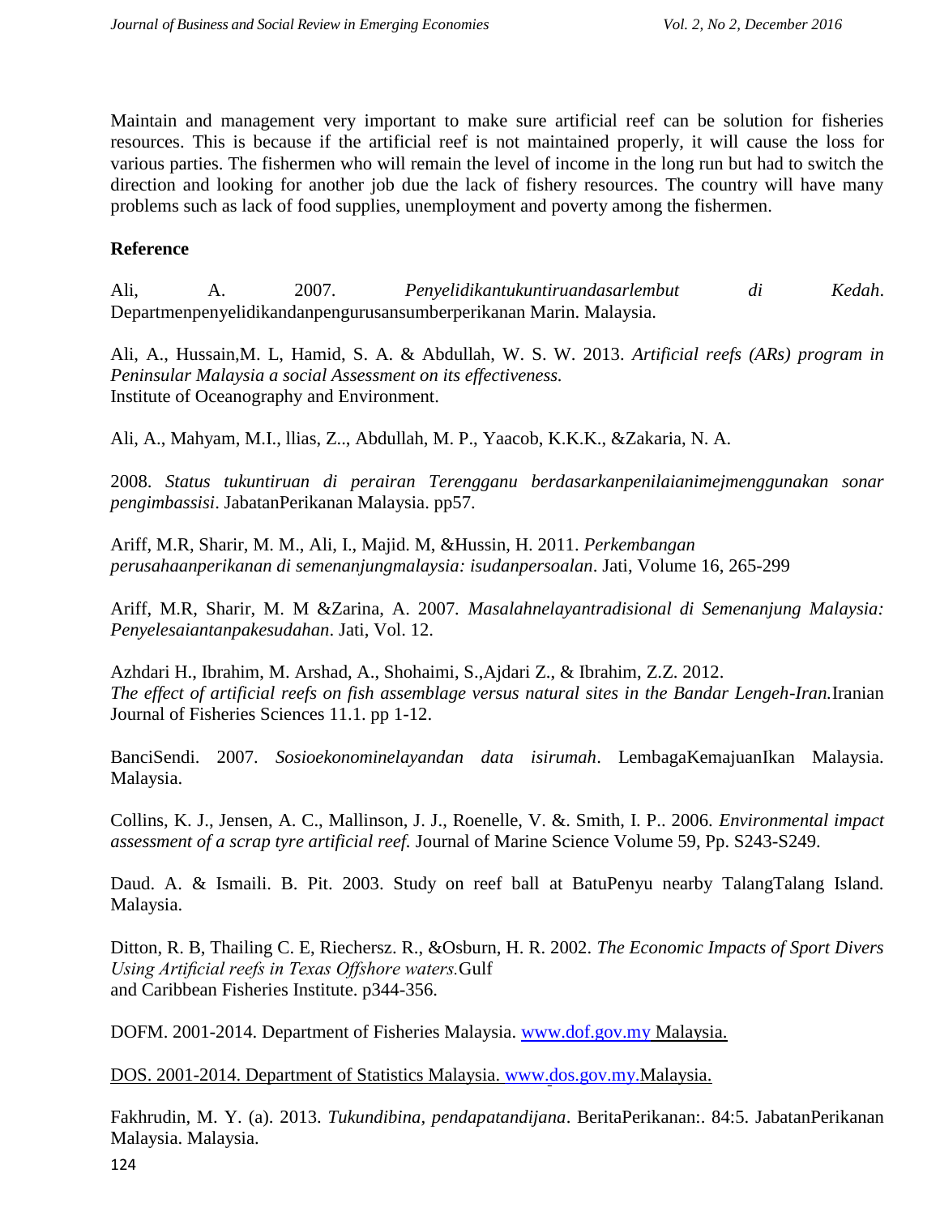Maintain and management very important to make sure artificial reef can be solution for fisheries resources. This is because if the artificial reef is not maintained properly, it will cause the loss for various parties. The fishermen who will remain the level of income in the long run but had to switch the direction and looking for another job due the lack of fishery resources. The country will have many problems such as lack of food supplies, unemployment and poverty among the fishermen.

**Reference**

Ali, A. 2007. *Penyelidikantukuntiruandasarlembut di Kedah*. Departmenpenyelidikandanpengurusansumberperikanan Marin. Malaysia.

Ali, A., Hussain,M. L, Hamid, S. A. & Abdullah, W. S. W. 2013. *Artificial reefs (ARs) program in Peninsular Malaysia a social Assessment on its effectiveness.* Institute of Oceanography and Environment.

Ali, A., Mahyam, M.I., llias, Z.., Abdullah, M. P., Yaacob, K.K.K., &Zakaria, N. A.

2008. *Status tukuntiruan di perairan Terengganu berdasarkanpenilaianimejmenggunakan sonar pengimbassisi*. JabatanPerikanan Malaysia. pp57.

Ariff, M.R, Sharir, M. M., Ali, I., Majid. M, &Hussin, H. 2011. *Perkembangan perusahaanperikanan di semenanjungmalaysia: isudanpersoalan*. Jati, Volume 16, 265-299

Ariff, M.R, Sharir, M. M &Zarina, A. 2007. *Masalahnelayantradisional di Semenanjung Malaysia: Penyelesaiantanpakesudahan*. Jati, Vol. 12.

Azhdari H., Ibrahim, M. Arshad, A., Shohaimi, S.,Ajdari Z., & Ibrahim, Z.Z. 2012. *The effect of artificial reefs on fish assemblage versus natural sites in the Bandar Lengeh-Iran.*Iranian Journal of Fisheries Sciences 11.1. pp 1-12.

BanciSendi. 2007. *Sosioekonominelayandan data isirumah*. LembagaKemajuanIkan Malaysia. Malaysia.

Collins, K. J., Jensen, A. C., Mallinson, J. J., Roenelle, V. &. Smith, I. P.. 2006. *Environmental impact assessment of a scrap tyre artificial reef.* Journal of Marine Science Volume 59, Pp. S243-S249.

Daud. A. & Ismaili. B. Pit. 2003. Study on reef ball at BatuPenyu nearby TalangTalang Island. Malaysia.

Ditton, R. B, Thailing C. E, Riechersz. R., &Osburn, H. R. 2002. *The Economic Impacts of Sport Divers Using Artificial reefs in Texas Offshore waters.*Gulf and Caribbean Fisheries Institute. p344-356.

DOFM. 2001-2014. Department of Fisheries Malaysia. www.dof.gov.my Malaysia.

DOS. 2001-2014. Department of Statistics Malaysia. www.dos.gov.my.Malaysia.

Fakhrudin, M. Y. (a). 2013. *Tukundibina, pendapatandijana*. BeritaPerikanan:. 84:5. JabatanPerikanan Malaysia. Malaysia.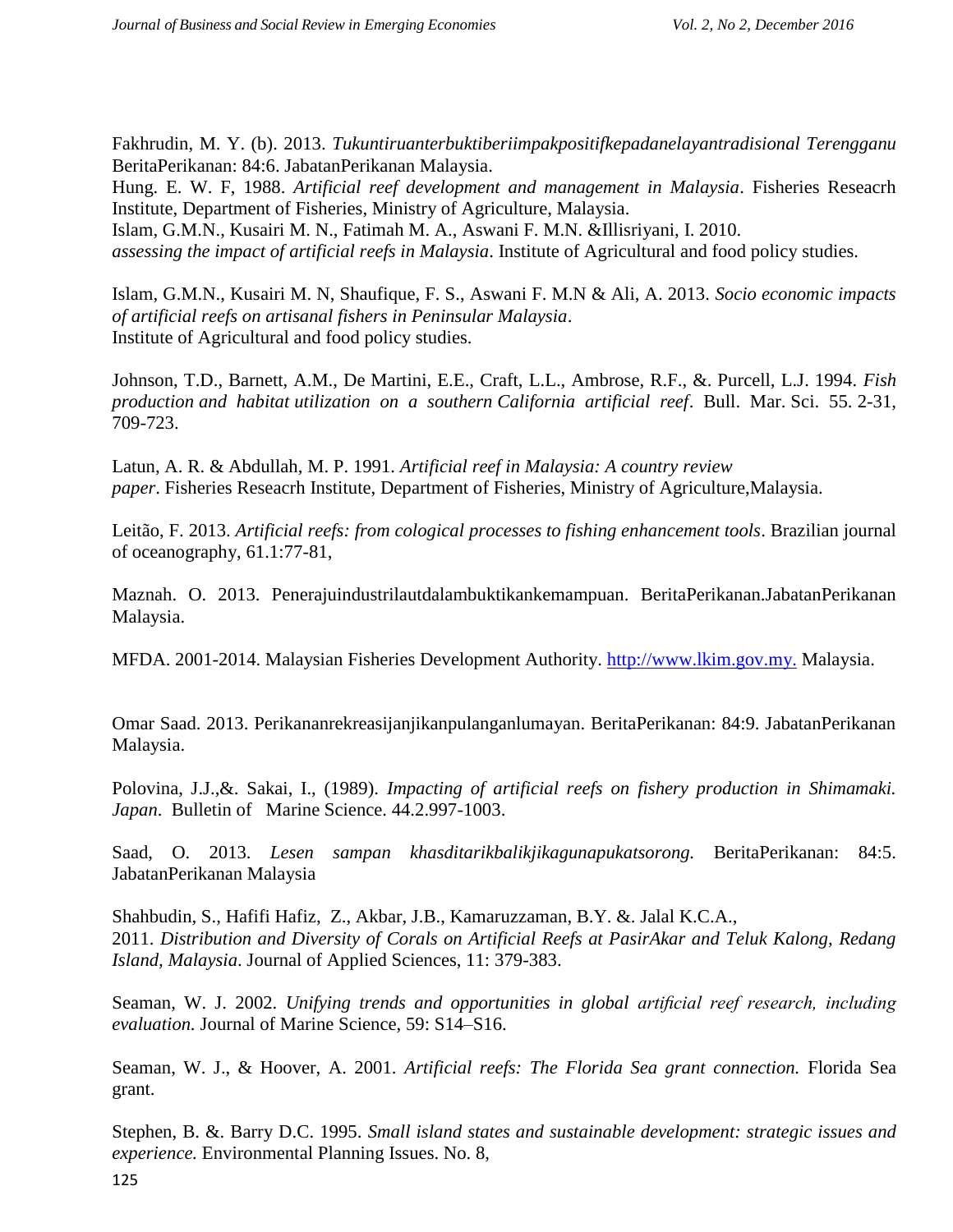Fakhrudin, M. Y. (b). 2013. *Tukuntiruanterbuktiberiimpakpositifkepadanelayantradisional Terengganu* BeritaPerikanan: 84:6. JabatanPerikanan Malaysia.
Hung. E. W. F, 1988. *Artificial reef development and management in Malaysia*. Fisheries Reseacrh Institute, Department of Fisheries, Ministry of Agriculture, Malaysia.
Islam, G.M.N., Kusairi M. N., Fatimah M. A., Aswani F. M.N. &Illisriyani, I. 2010.
*assessing the impact of artificial reefs in Malaysia*. Institute of Agricultural and food policy studies.

Islam, G.M.N., Kusairi M. N, Shaufique, F. S., Aswani F. M.N & Ali, A. 2013. *Socio economic impacts of artificial reefs on artisanal fishers in Peninsular Malaysia*.
Institute of Agricultural and food policy studies.

Johnson, T.D., Barnett, A.M., De Martini, E.E., Craft, L.L., Ambrose, R.F., &. Purcell, L.J. 1994. *Fish production and habitat utilization on a southern California artificial reef*. Bull. Mar. Sci. 55. 2-31, 709-723.

Latun, A. R. & Abdullah, M. P. 1991. *Artificial reef in Malaysia: A country review paper*. Fisheries Reseacrh Institute, Department of Fisheries, Ministry of Agriculture,Malaysia.

Leitão, F. 2013. *Artificial reefs: from cological processes to fishing enhancement tools*. Brazilian journal of oceanography, 61.1:77-81,

Maznah. O. 2013. Penerajuindustrilautdalambuktikankemampuan. BeritaPerikanan.JabatanPerikanan Malaysia.

MFDA. 2001-2014. Malaysian Fisheries Development Authority. http://www.lkim.gov.my. Malaysia.

Omar Saad. 2013. Perikananrekreasijanjikanpulanganlumayan. BeritaPerikanan: 84:9. JabatanPerikanan Malaysia.

Polovina, J.J.,&. Sakai, I., (1989). *Impacting of artificial reefs on fishery production in Shimamaki. Japan*. Bulletin of Marine Science. 44.2.997-1003.

Saad, O. 2013. *Lesen sampan khasditarikbalikjikagunapukatsorong.* BeritaPerikanan: 84:5. JabatanPerikanan Malaysia

Shahbudin, S., Hafifi Hafiz, Z., Akbar, J.B., Kamaruzzaman, B.Y. &. Jalal K.C.A., 2011. *Distribution and Diversity of Corals on Artificial Reefs at PasirAkar and Teluk Kalong, Redang Island, Malaysia*. Journal of Applied Sciences, 11: 379-383.

Seaman, W. J. 2002. *Unifying trends and opportunities in global artificial reef research, including evaluation.* Journal of Marine Science, 59: S14–S16.

Seaman, W. J., & Hoover, A. 2001. *Artificial reefs: The Florida Sea grant connection.* Florida Sea grant.

Stephen, B. &. Barry D.C. 1995. *Small island states and sustainable development: strategic issues and experience.* Environmental Planning Issues. No. 8,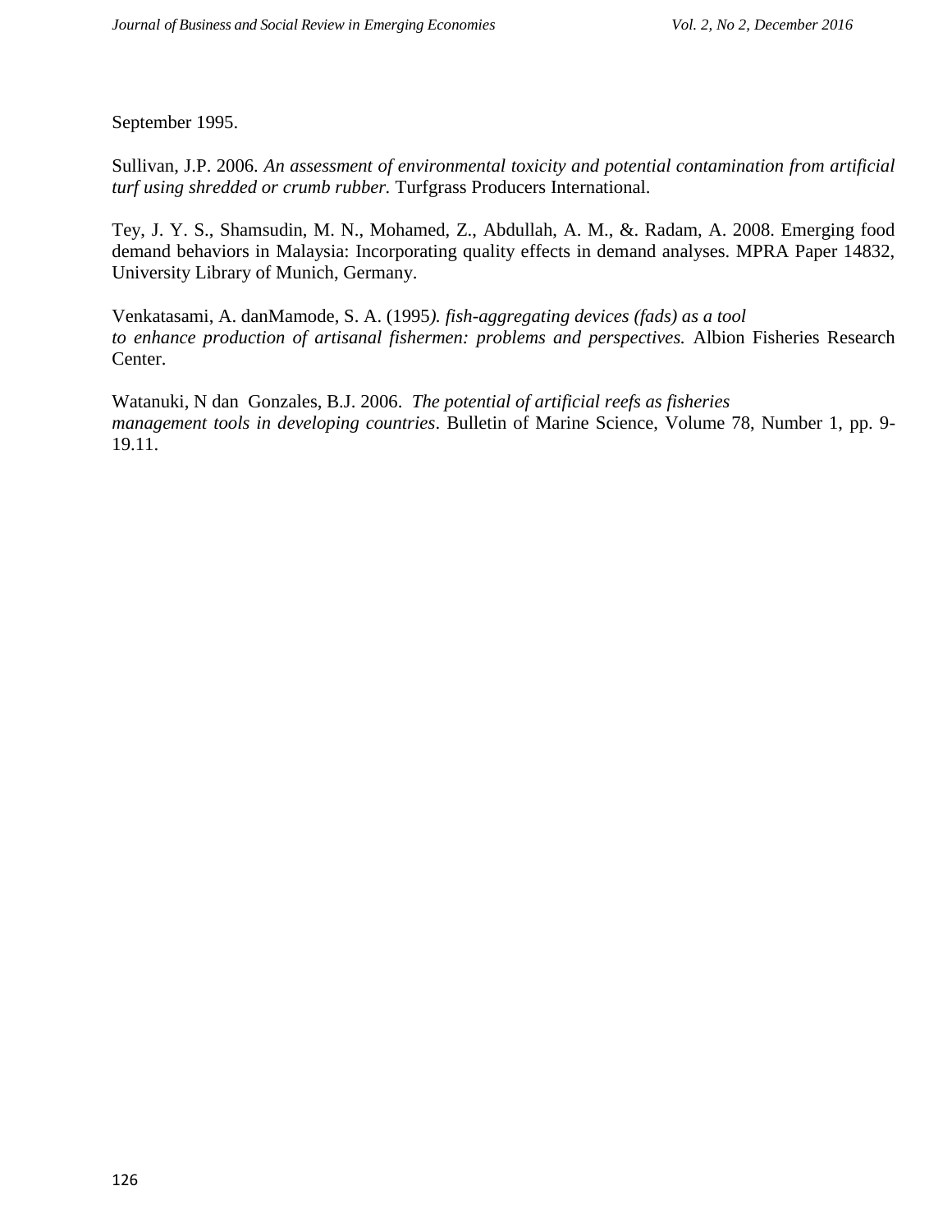September 1995.

Sullivan, J.P. 2006. *An assessment of environmental toxicity and potential contamination from artificial turf using shredded or crumb rubber.* Turfgrass Producers International.

Tey, J. Y. S., Shamsudin, M. N., Mohamed, Z., Abdullah, A. M., &. Radam, A. 2008. Emerging food demand behaviors in Malaysia: Incorporating quality effects in demand analyses. MPRA Paper 14832, University Library of Munich, Germany.

Venkatasami, A. danMamode, S. A. (1995*). fish-aggregating devices (fads) as a tool to enhance production of artisanal fishermen: problems and perspectives.* Albion Fisheries Research Center.

Watanuki, N dan Gonzales, B.J. 2006. *The potential of artificial reefs as fisheries management tools in developing countries*. Bulletin of Marine Science, Volume 78, Number 1, pp. 9-19.11.